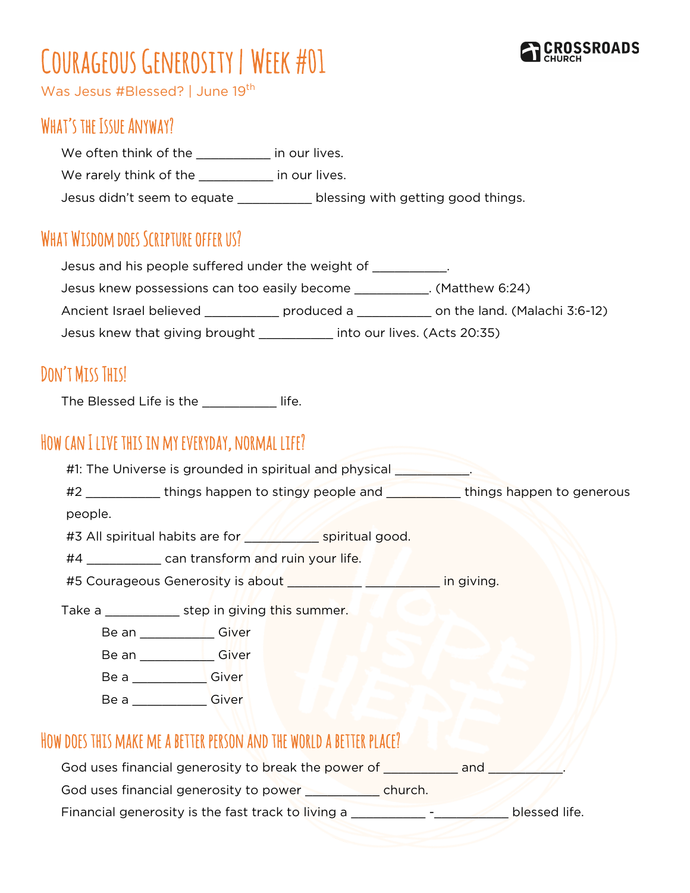# Courageous Generosity | Week #01

Was Jesus #Blessed? | June 19th

CROSSROADS CHURCH

## What's the Issue Anyway?

We often think of the __________ in our lives.

We rarely think of the __________ in our lives.

Jesus didn't seem to equate __________ blessing with getting good things.

## What Wisdom does Scripture offer us?

Jesus and his people suffered under the weight of __________.

Jesus knew possessions can too easily become __________. (Matthew 6:24)

Ancient Israel believed __________ produced a __________ on the land. (Malachi 3:6-12)

Jesus knew that giving brought __________ into our lives. (Acts 20:35)

## Don't Miss This!

The Blessed Life is the __________ life.

## How can I live this in my everyday, normal life?

#1: The Universe is grounded in spiritual and physical __________.

#2 __________ things happen to stingy people and __________ things happen to generous people.

#3 All spiritual habits are for __________ spiritual good.

#4 __________ can transform and ruin your life.

#5 Courageous Generosity is about __________ __________ in giving.

Take a __________ step in giving this summer.

Be an __________ Giver

Be an __________ Giver

Be a __________ Giver

Be a __________ Giver

## How does this make me a better person and the world a better place?

God uses financial generosity to break the power of __________ and __________.

God uses financial generosity to power __________ church.

Financial generosity is the fast track to living a __________ -__________ blessed life.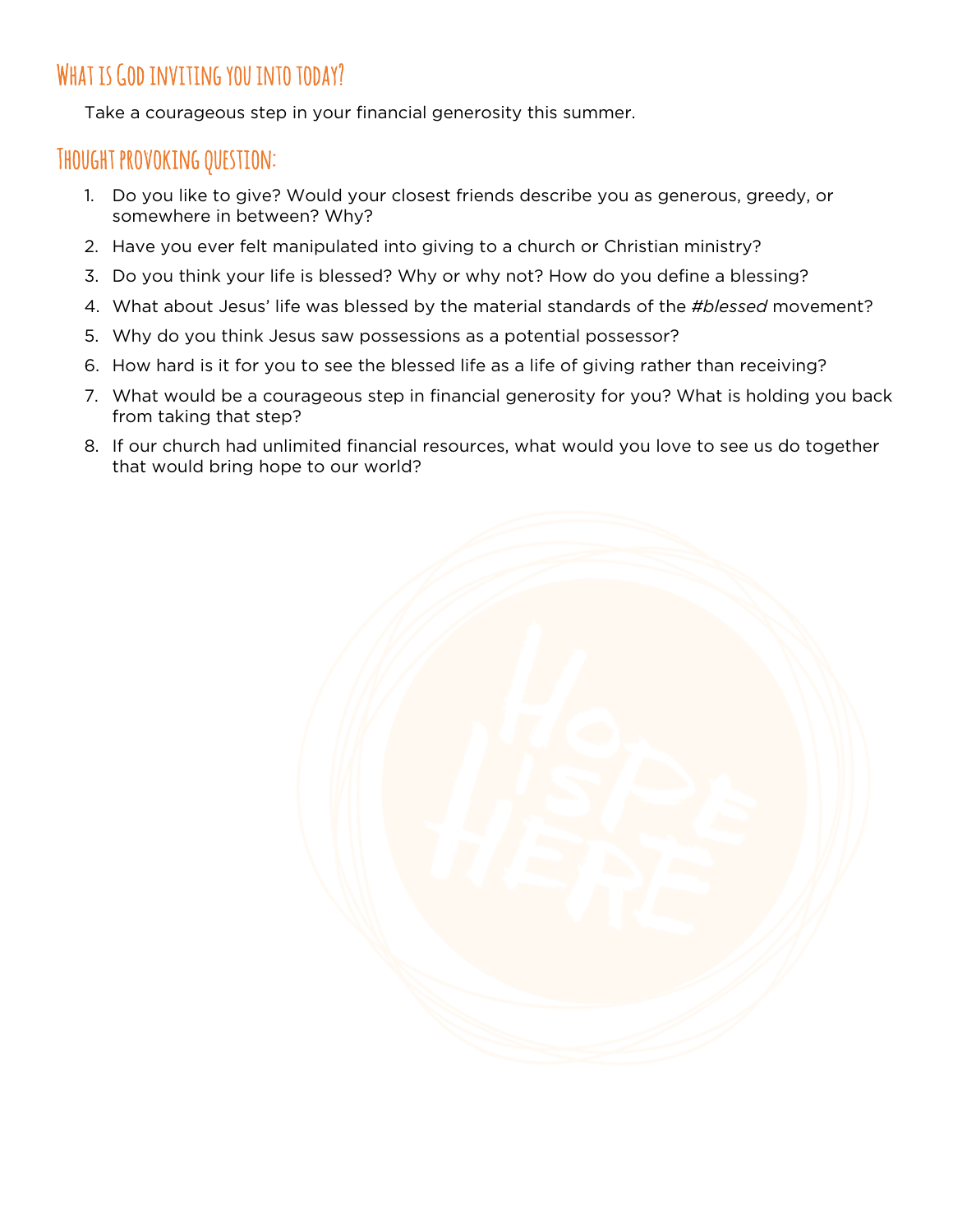## What is God inviting you into today?

Take a courageous step in your financial generosity this summer.

## Thought provoking question:

1. Do you like to give? Would your closest friends describe you as generous, greedy, or somewhere in between? Why?
2. Have you ever felt manipulated into giving to a church or Christian ministry?
3. Do you think your life is blessed? Why or why not? How do you define a blessing?
4. What about Jesus' life was blessed by the material standards of the *#blessed* movement?
5. Why do you think Jesus saw possessions as a potential possessor?
6. How hard is it for you to see the blessed life as a life of giving rather than receiving?
7. What would be a courageous step in financial generosity for you? What is holding you back from taking that step?
8. If our church had unlimited financial resources, what would you love to see us do together that would bring hope to our world?